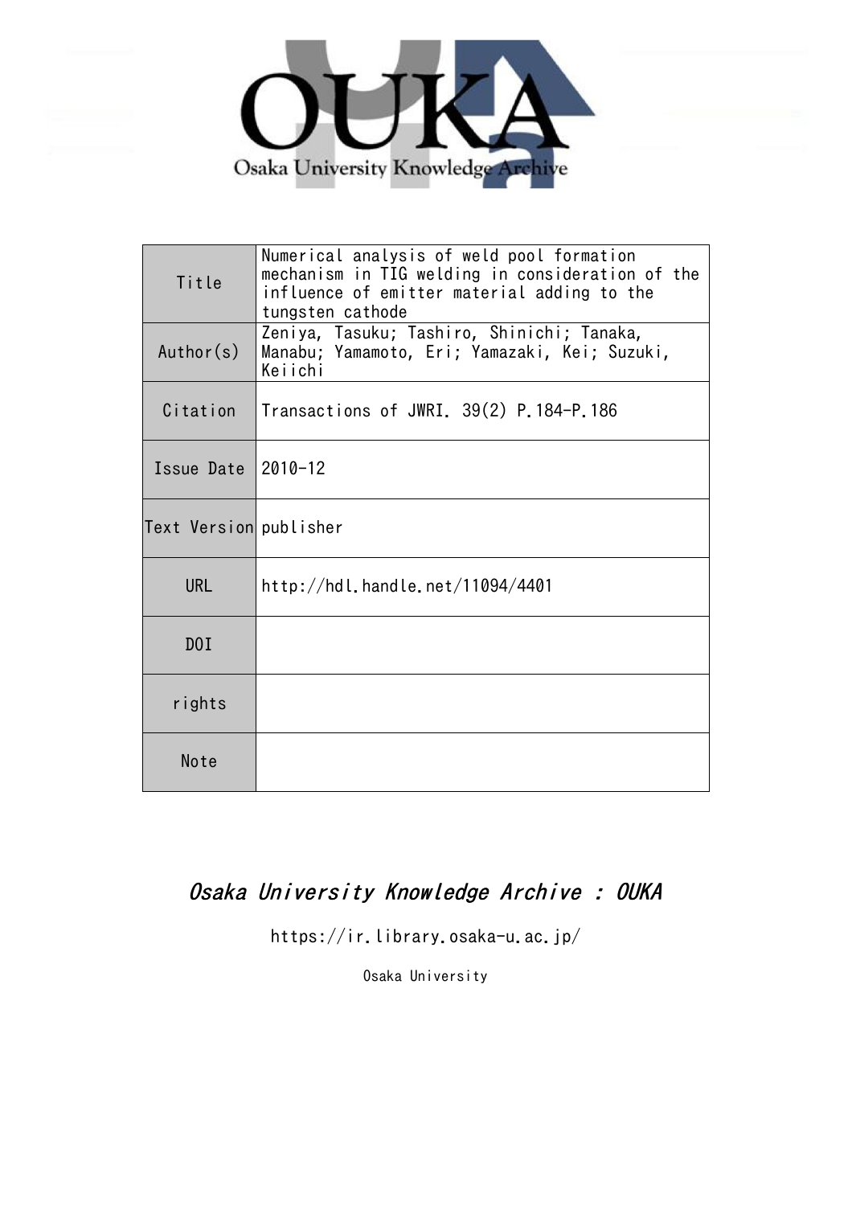Osaka University Knowledge Archive

| Title | Numerical analysis of weld pool formation mechanism in TIG welding in consideration of the influence of emitter material adding to the tungsten cathode |
|---|---|
| Author(s) | Zeniya, Tasuku; Tashiro, Shinichi; Tanaka, Manabu; Yamamoto, Eri; Yamazaki, Kei; Suzuki, Keiichi |
| Citation | Transactions of JWRI. 39(2) P.184-P.186 |
| Issue Date | 2010-12 |
| Text Version | publisher |
| URL | http://hdl.handle.net/11094/4401 |
| DOI | |
| rights | |
| Note | |

*Osaka University Knowledge Archive : OUKA*

https://ir.library.osaka-u.ac.jp/

Osaka University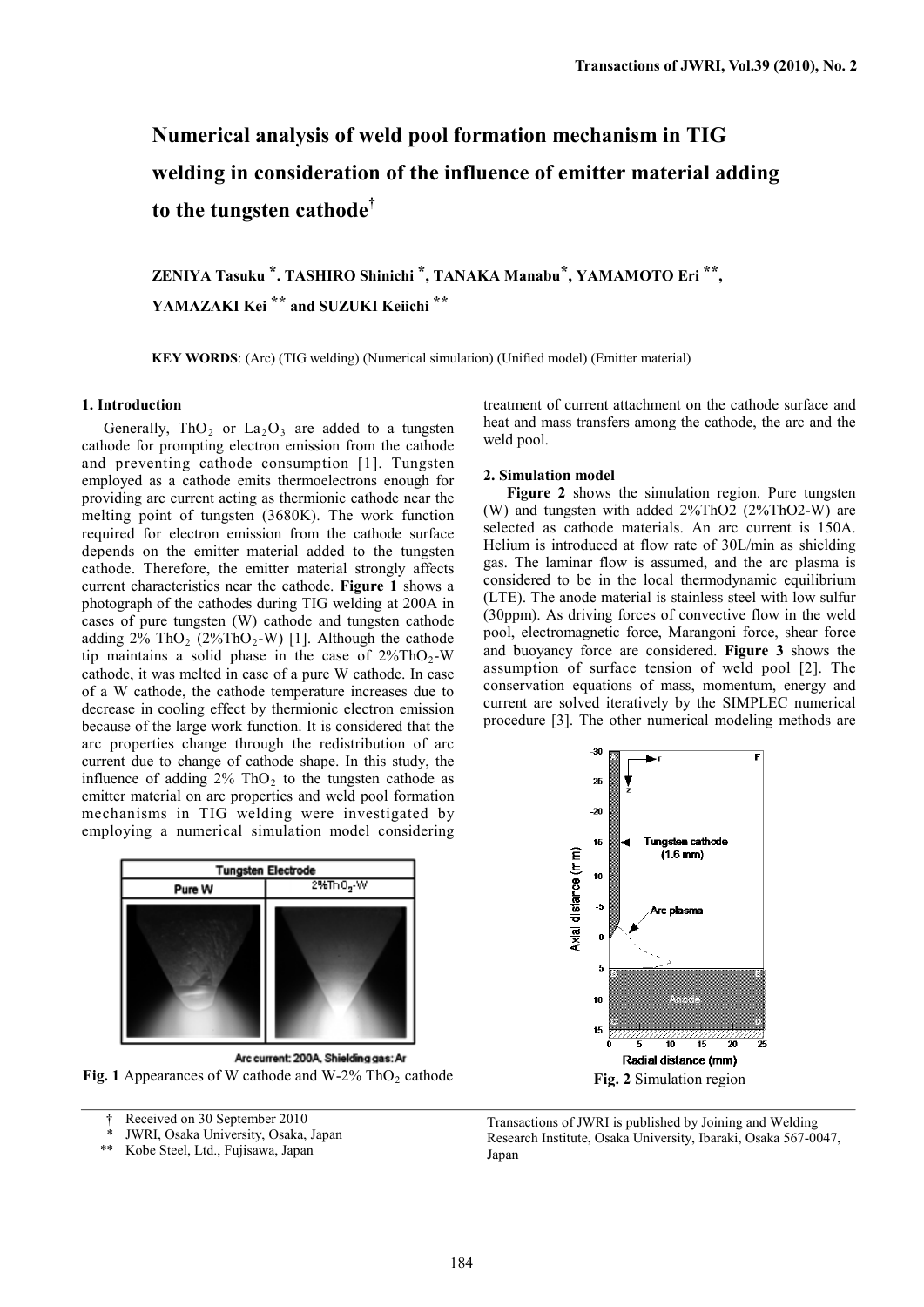# Numerical analysis of weld pool formation mechanism in TIG welding in consideration of the influence of emitter material adding to the tungsten cathode†

**ZENIYA Tasuku \*. TASHIRO Shinichi \*, TANAKA Manabu\*, YAMAMOTO Eri \*\*, YAMAZAKI Kei \*\* and SUZUKI Keiichi \*\***

**KEY WORDS**: (Arc) (TIG welding) (Numerical simulation) (Unified model) (Emitter material)

## 1. Introduction

Generally, $ThO_2$ or $La_2O_3$ are added to a tungsten cathode for prompting electron emission from the cathode and preventing cathode consumption [1]. Tungsten employed as a cathode emits thermoelectrons enough for providing arc current acting as thermionic cathode near the melting point of tungsten (3680K). The work function required for electron emission from the cathode surface depends on the emitter material added to the tungsten cathode. Therefore, the emitter material strongly affects current characteristics near the cathode. **Figure 1** shows a photograph of the cathodes during TIG welding at 200A in cases of pure tungsten (W) cathode and tungsten cathode adding 2% $ThO_2$ (2%$ThO_2$-W) [1]. Although the cathode tip maintains a solid phase in the case of 2%$ThO_2$-W cathode, it was melted in case of a pure W cathode. In case of a W cathode, the cathode temperature increases due to decrease in cooling effect by thermionic electron emission because of the large work function. It is considered that the arc properties change through the redistribution of arc current due to change of cathode shape. In this study, the influence of adding 2% $ThO_2$ to the tungsten cathode as emitter material on arc properties and weld pool formation mechanisms in TIG welding were investigated by employing a numerical simulation model considering treatment of current attachment on the cathode surface and heat and mass transfers among the cathode, the arc and the weld pool.

**Fig. 1** Appearances of W cathode and W-2% $ThO_2$ cathode

## 2. Simulation model

**Figure 2** shows the simulation region. Pure tungsten (W) and tungsten with added 2%ThO2 (2%ThO2-W) are selected as cathode materials. An arc current is 150A. Helium is introduced at flow rate of 30L/min as shielding gas. The laminar flow is assumed, and the arc plasma is considered to be in the local thermodynamic equilibrium (LTE). The anode material is stainless steel with low sulfur (30ppm). As driving forces of convective flow in the weld pool, electromagnetic force, Marangoni force, shear force and buoyancy force are considered. **Figure 3** shows the assumption of surface tension of weld pool [2]. The conservation equations of mass, momentum, energy and current are solved iteratively by the SIMPLEC numerical procedure [3]. The other numerical modeling methods are

**Fig. 2** Simulation region

† Received on 30 September 2010
\* JWRI, Osaka University, Osaka, Japan
\*\* Kobe Steel, Ltd., Fujisawa, Japan

Transactions of JWRI is published by Joining and Welding Research Institute, Osaka University, Ibaraki, Osaka 567-0047, Japan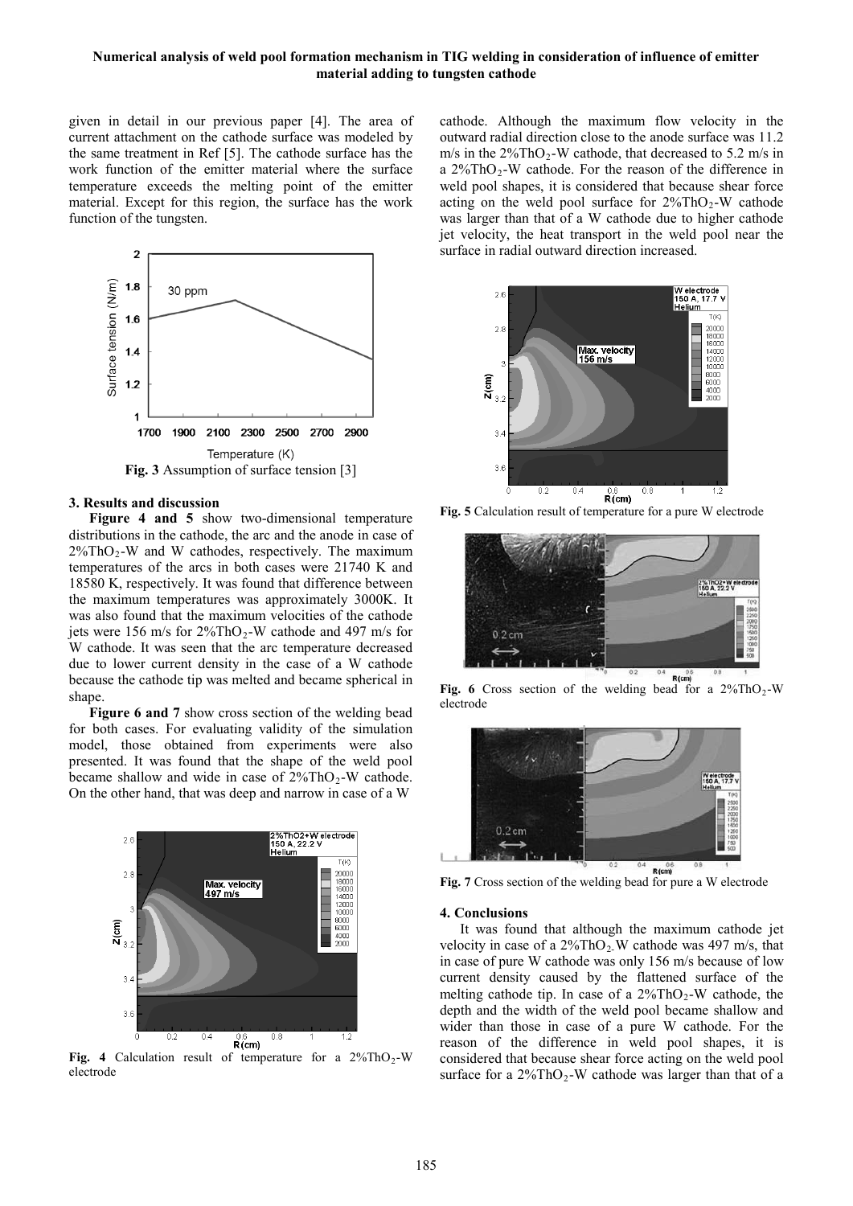given in detail in our previous paper [4]. The area of current attachment on the cathode surface was modeled by the same treatment in Ref [5]. The cathode surface has the work function of the emitter material where the surface temperature exceeds the melting point of the emitter material. Except for this region, the surface has the work function of the tungsten.

**Fig. 3** Assumption of surface tension [3]

### 3. Results and discussion

**Figure 4 and 5** show two-dimensional temperature distributions in the cathode, the arc and the anode in case of $2\%ThO_2$-W and W cathodes, respectively. The maximum temperatures of the arcs in both cases were 21740 K and 18580 K, respectively. It was found that difference between the maximum temperatures was approximately 3000K. It was also found that the maximum velocities of the cathode jets were 156 m/s for $2\%ThO_2$-W cathode and 497 m/s for W cathode. It was seen that the arc temperature decreased due to lower current density in the case of a W cathode because the cathode tip was melted and became spherical in shape.

**Figure 6 and 7** show cross section of the welding bead for both cases. For evaluating validity of the simulation model, those obtained from experiments were also presented. It was found that the shape of the weld pool became shallow and wide in case of $2\%ThO_2$-W cathode. On the other hand, that was deep and narrow in case of a W cathode. Although the maximum flow velocity in the outward radial direction close to the anode surface was 11.2 m/s in the $2\%ThO_2$-W cathode, that decreased to 5.2 m/s in a $2\%ThO_2$-W cathode. For the reason of the difference in weld pool shapes, it is considered that because shear force acting on the weld pool surface for $2\%ThO_2$-W cathode was larger than that of a W cathode due to higher cathode jet velocity, the heat transport in the weld pool near the surface in radial outward direction increased.

**Fig. 4** Calculation result of temperature for a $2\%ThO_2$-W electrode

**Fig. 5** Calculation result of temperature for a pure W electrode

**Fig. 6** Cross section of the welding bead for a $2\%ThO_2$-W electrode

**Fig. 7** Cross section of the welding bead for pure a W electrode

### 4. Conclusions

It was found that although the maximum cathode jet velocity in case of a $2\%ThO_2$-W cathode was 497 m/s, that in case of pure W cathode was only 156 m/s because of low current density caused by the flattened surface of the melting cathode tip. In case of a $2\%ThO_2$-W cathode, the depth and the width of the weld pool became shallow and wider than those in case of a pure W cathode. For the reason of the difference in weld pool shapes, it is considered that because shear force acting on the weld pool surface for a $2\%ThO_2$-W cathode was larger than that of a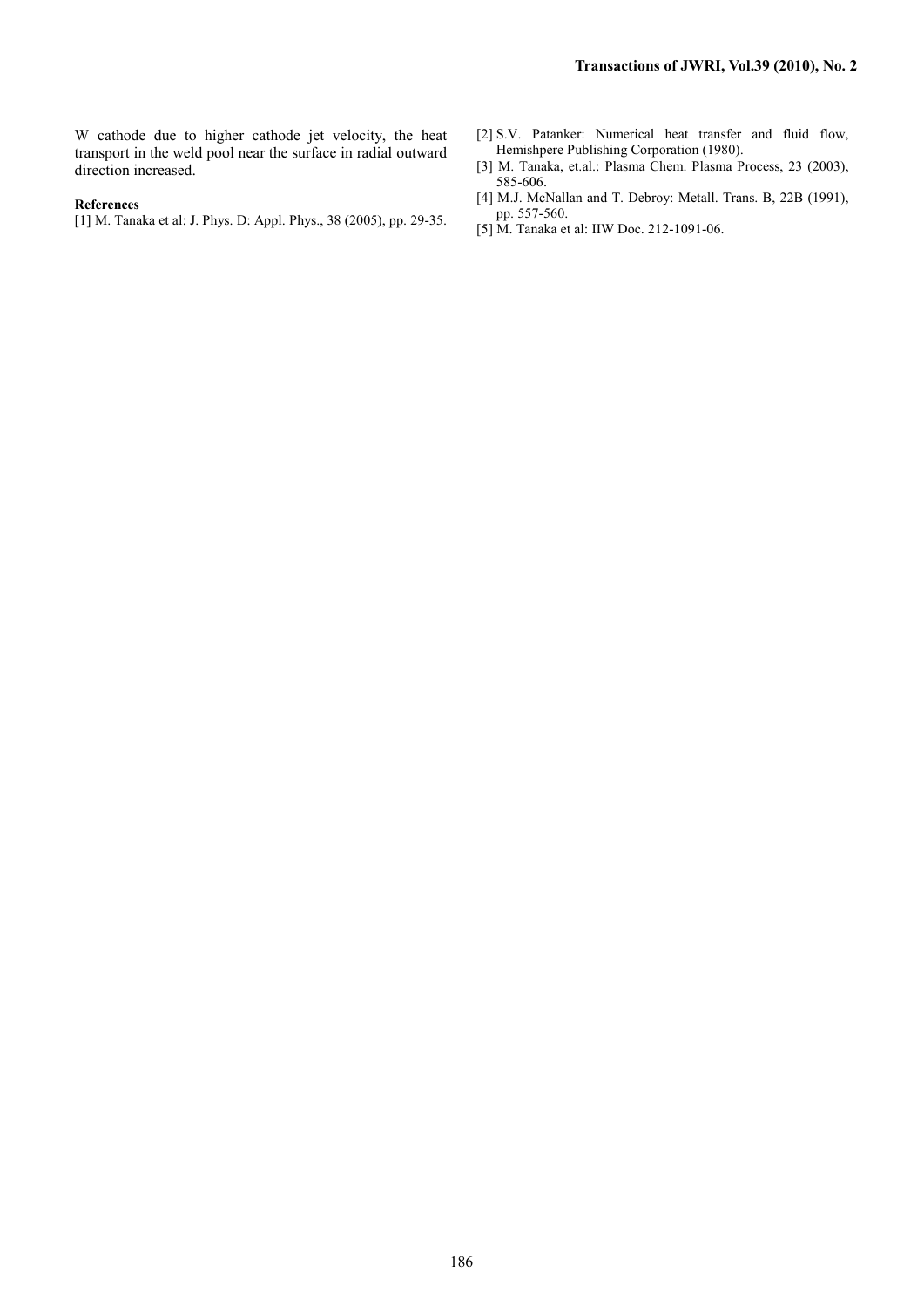W cathode due to higher cathode jet velocity, the heat transport in the weld pool near the surface in radial outward direction increased.

**References**

[1] M. Tanaka et al: J. Phys. D: Appl. Phys., 38 (2005), pp. 29-35.

[2] S.V. Patanker: Numerical heat transfer and fluid flow, Hemishpere Publishing Corporation (1980).

[3] M. Tanaka, et.al.: Plasma Chem. Plasma Process, 23 (2003), 585-606.

[4] M.J. McNallan and T. Debroy: Metall. Trans. B, 22B (1991), pp. 557-560.

[5] M. Tanaka et al: IIW Doc. 212-1091-06.